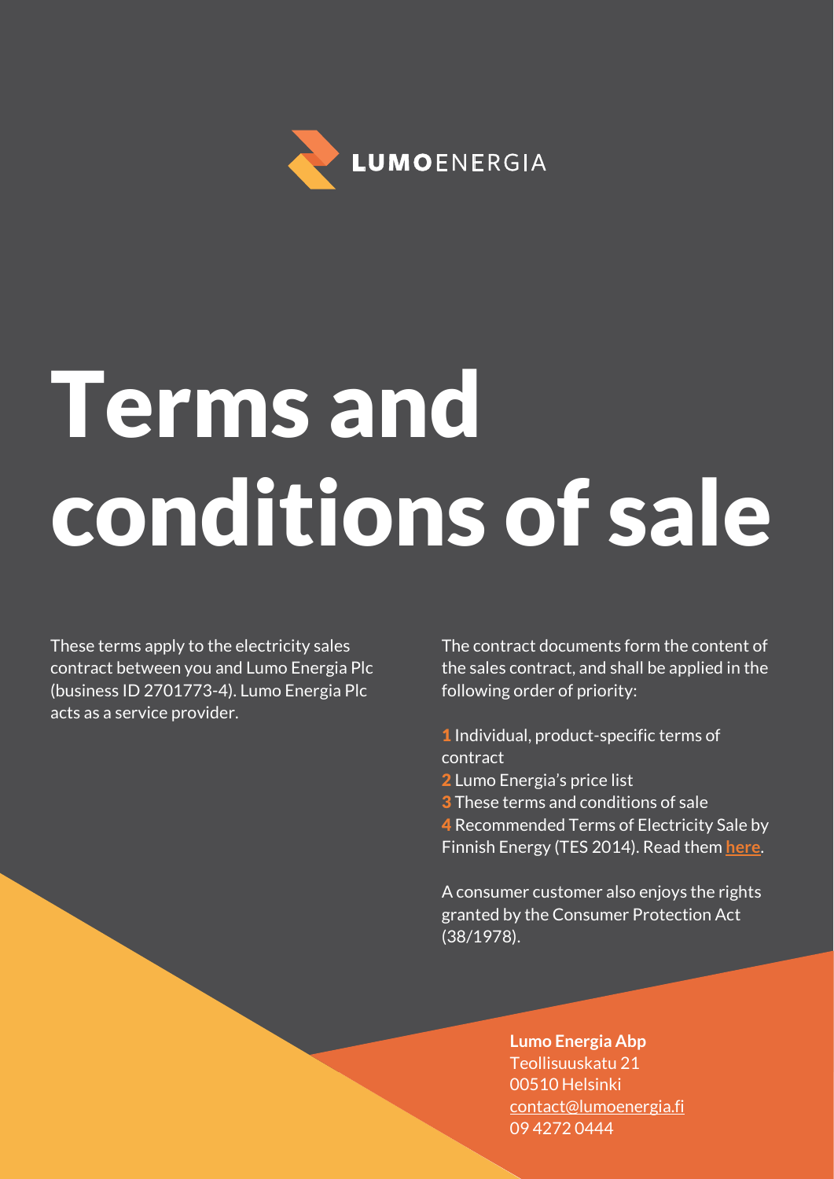LUMOENERGIA

# Terms and conditions of sale

These terms apply to the electricity sales contract between you and Lumo Energia Plc (business ID 2701773-4). Lumo Energia Plc acts as a service provider.

The contract documents form the content of the sales contract, and shall be applied in the following order of priority:

1 Individual, product-specific terms of contract
2 Lumo Energia's price list
3 These terms and conditions of sale
4 Recommended Terms of Electricity Sale by Finnish Energy (TES 2014). Read them **here**.

A consumer customer also enjoys the rights granted by the Consumer Protection Act (38/1978).

**Lumo Energia Abp**
Teollisuuskatu 21
00510 Helsinki
contact@lumoenergia.fi
09 4272 0444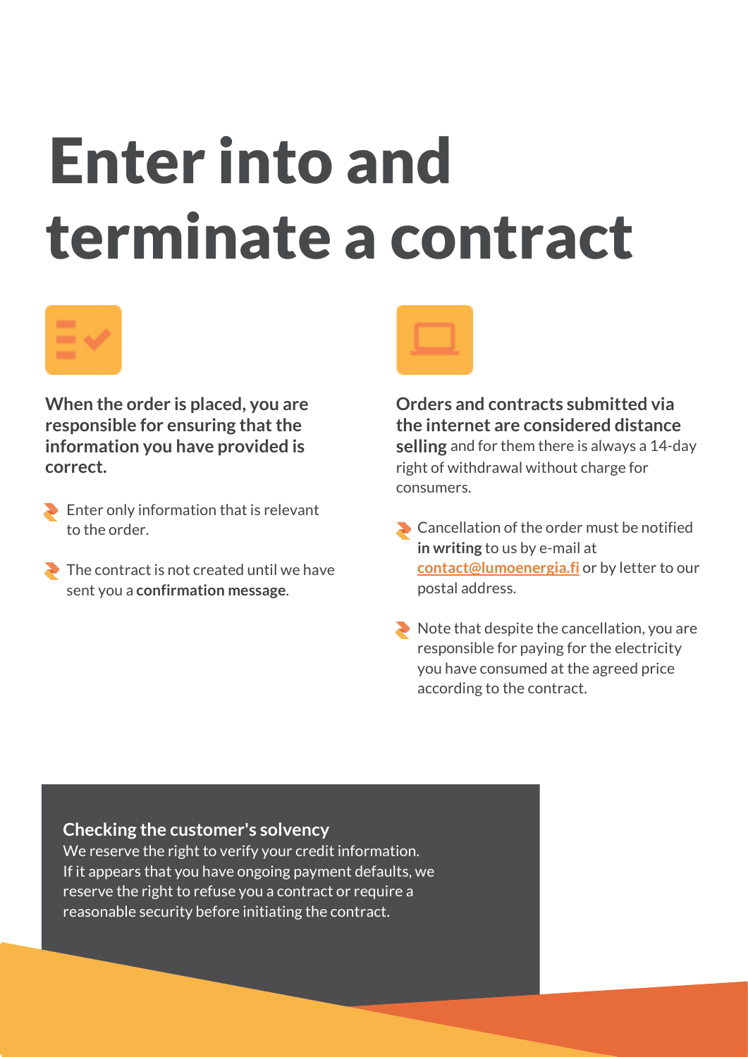# Enter into and terminate a contract

**When the order is placed, you are responsible for ensuring that the information you have provided is correct.**

- Enter only information that is relevant to the order.
- The contract is not created until we have sent you a **confirmation message**.

**Orders and contracts submitted via the internet are considered distance selling** and for them there is always a 14-day right of withdrawal without charge for consumers.

- Cancellation of the order must be notified **in writing** to us by e-mail at contact@lumoenergia.fi or by letter to our postal address.
- Note that despite the cancellation, you are responsible for paying for the electricity you have consumed at the agreed price according to the contract.

**Checking the customer's solvency**

We reserve the right to verify your credit information. If it appears that you have ongoing payment defaults, we reserve the right to refuse you a contract or require a reasonable security before initiating the contract.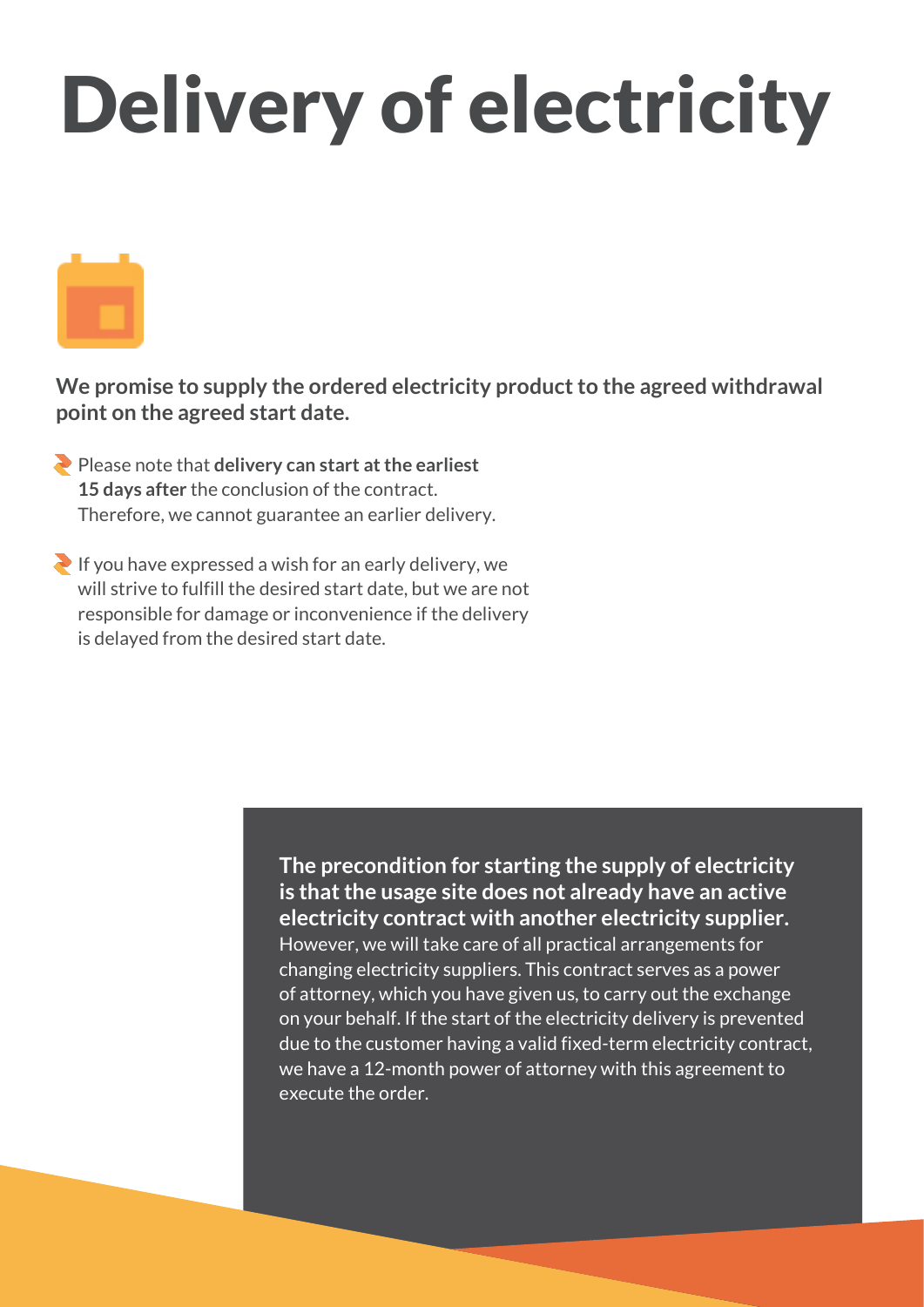# Delivery of electricity

**We promise to supply the ordered electricity product to the agreed withdrawal point on the agreed start date.**

- Please note that **delivery can start at the earliest 15 days after** the conclusion of the contract. Therefore, we cannot guarantee an earlier delivery.
- If you have expressed a wish for an early delivery, we will strive to fulfill the desired start date, but we are not responsible for damage or inconvenience if the delivery is delayed from the desired start date.

**The precondition for starting the supply of electricity is that the usage site does not already have an active electricity contract with another electricity supplier.** However, we will take care of all practical arrangements for changing electricity suppliers. This contract serves as a power of attorney, which you have given us, to carry out the exchange on your behalf. If the start of the electricity delivery is prevented due to the customer having a valid fixed-term electricity contract, we have a 12-month power of attorney with this agreement to execute the order.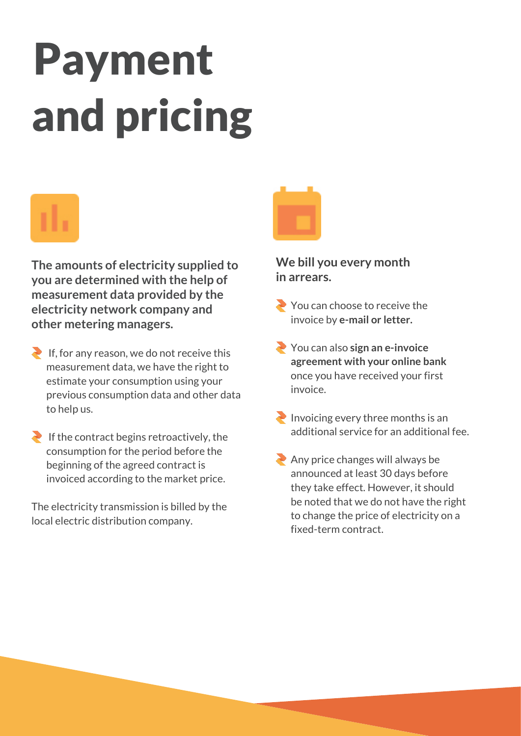# Payment and pricing

**The amounts of electricity supplied to you are determined with the help of measurement data provided by the electricity network company and other metering managers.**

- If, for any reason, we do not receive this measurement data, we have the right to estimate your consumption using your previous consumption data and other data to help us.
- If the contract begins retroactively, the consumption for the period before the beginning of the agreed contract is invoiced according to the market price.

The electricity transmission is billed by the local electric distribution company.

**We bill you every month in arrears.**

- You can choose to receive the invoice by **e-mail or letter.**
- You can also **sign an e-invoice agreement with your online bank** once you have received your first invoice.
- Invoicing every three months is an additional service for an additional fee.
- Any price changes will always be announced at least 30 days before they take effect. However, it should be noted that we do not have the right to change the price of electricity on a fixed-term contract.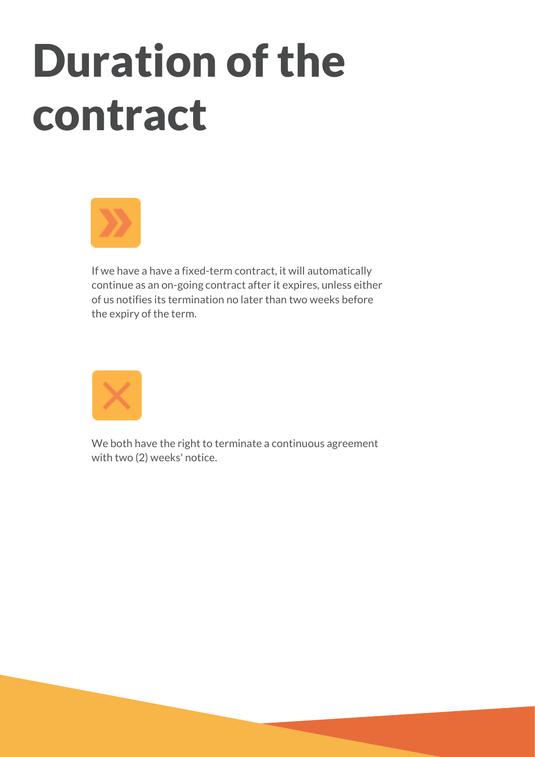# Duration of the contract

If we have a have a fixed-term contract, it will automatically continue as an on-going contract after it expires, unless either of us notifies its termination no later than two weeks before the expiry of the term.

We both have the right to terminate a continuous agreement with two (2) weeks' notice.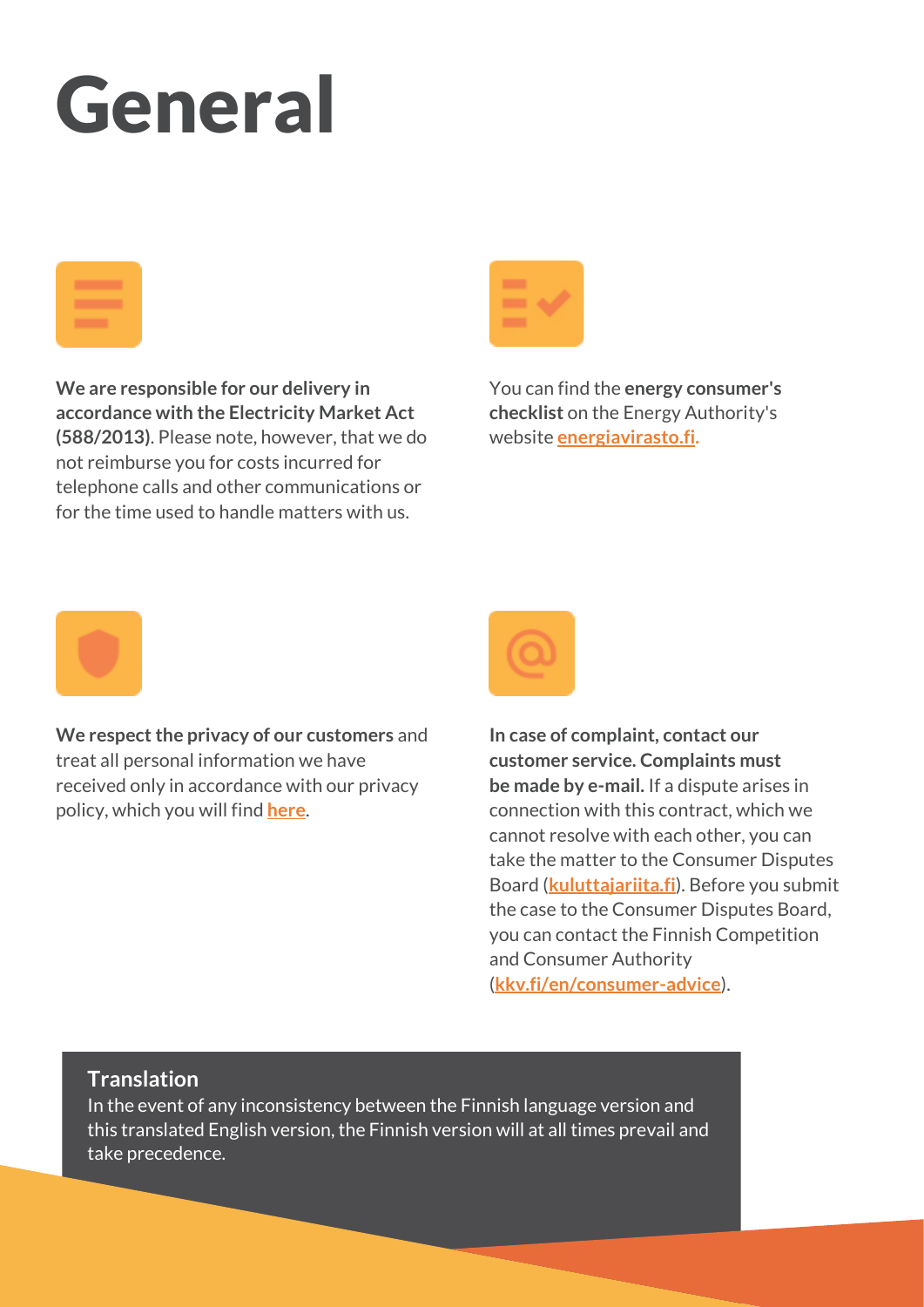# General

**We are responsible for our delivery in accordance with the Electricity Market Act (588/2013)**. Please note, however, that we do not reimburse you for costs incurred for telephone calls and other communications or for the time used to handle matters with us.

You can find the **energy consumer's checklist** on the Energy Authority's website **energiavirasto.fi.**

**We respect the privacy of our customers** and treat all personal information we have received only in accordance with our privacy policy, which you will find **here**.

**In case of complaint, contact our customer service. Complaints must be made by e-mail.** If a dispute arises in connection with this contract, which we cannot resolve with each other, you can take the matter to the Consumer Disputes Board (**kuluttajariita.fi**). Before you submit the case to the Consumer Disputes Board, you can contact the Finnish Competition and Consumer Authority (**kkv.fi/en/consumer-advice**).

**Translation**

In the event of any inconsistency between the Finnish language version and this translated English version, the Finnish version will at all times prevail and take precedence.